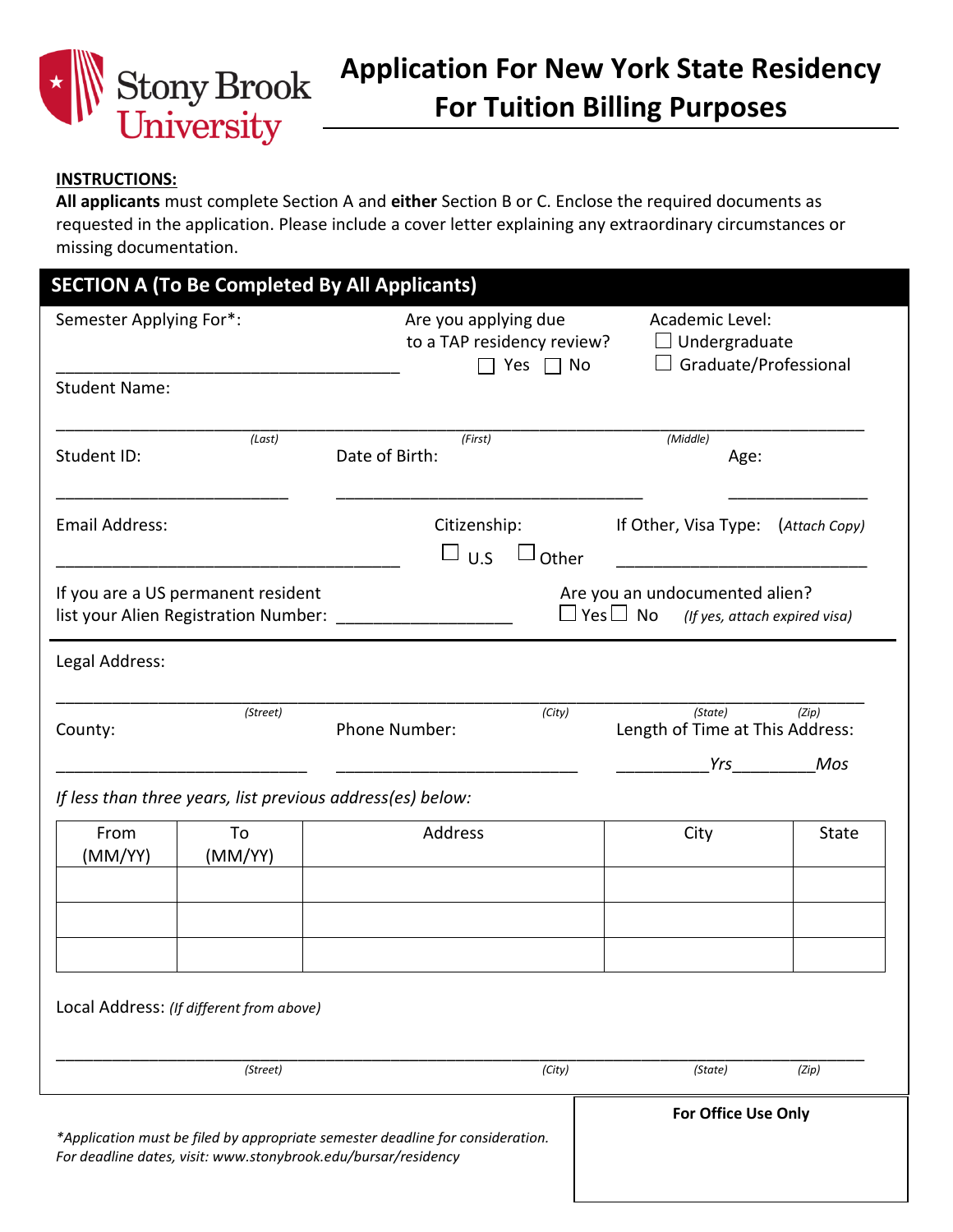# Stony Brook University

# Application For New York State Residency For Tuition Billing Purposes

**INSTRUCTIONS:**

**All applicants** must complete Section A and **either** Section B or C. Enclose the required documents as requested in the application. Please include a cover letter explaining any extraordinary circumstances or missing documentation.

## SECTION A (To Be Completed By All Applicants)

Semester Applying For*: ______________________________

Are you applying due to a TAP residency review? ☐ Yes ☐ No

Academic Level: ☐ Undergraduate ☐ Graduate/Professional

Student Name: ____________________________________________
*(Last)* *(First)* *(Middle)*

Student ID: ____________________ Date of Birth: ____________________ Age: ____________

Email Address: ______________________________

Citizenship: ☐ U.S ☐ Other

If Other, Visa Type: *(Attach Copy)* ______________________________

If you are a US permanent resident list your Alien Registration Number: ____________________

Are you an undocumented alien? ☐ Yes ☐ No *(If yes, attach expired visa)*

Legal Address: ____________________________________________
*(Street)* *(City)* *(State)* *(Zip)*

County: ____________________ Phone Number: ____________________

Length of Time at This Address: __________*Yrs*__________*Mos*

*If less than three years, list previous address(es) below:*

| From (MM/YY) | To (MM/YY) | Address | City | State |
|---|---|---|---|---|
| | | | | |
| | | | | |
| | | | | |

Local Address: *(If different from above)*

____________________________________________
*(Street)* *(City)* *(State)* *(Zip)*

*\*Application must be filed by appropriate semester deadline for consideration.*
*For deadline dates, visit: www.stonybrook.edu/bursar/residency*

**For Office Use Only**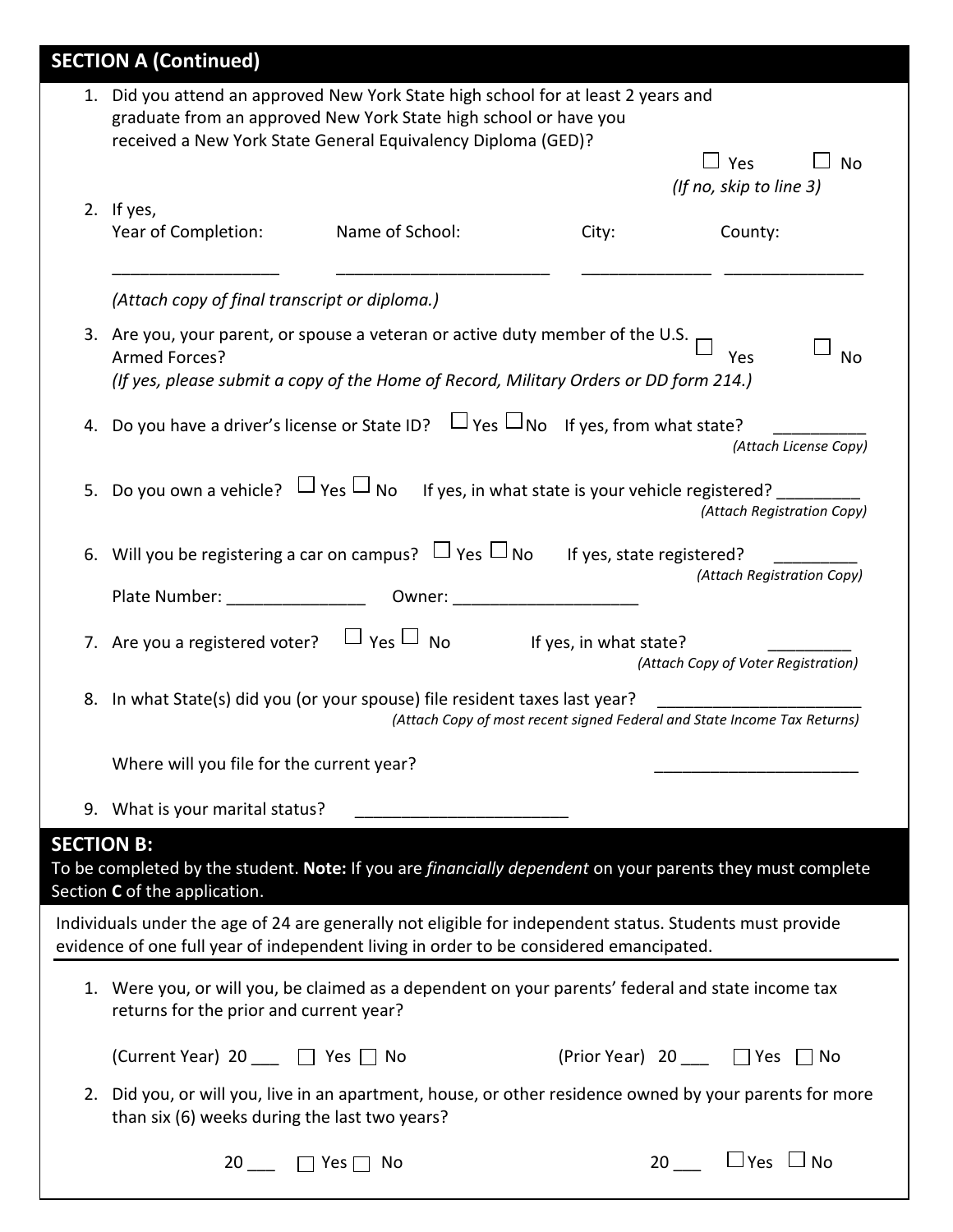## SECTION A (Continued)

1. Did you attend an approved New York State high school for at least 2 years and graduate from an approved New York State high school or have you received a New York State General Equivalency Diploma (GED)?

   ☐ Yes ☐ No

   *(If no, skip to line 3)*

2. If yes,

   | Year of Completion: | Name of School: | City: | County: |
   |---|---|---|---|
   | ________________ | ______________________ | ____________ | _____________ |

   *(Attach copy of final transcript or diploma.)*

3. Are you, your parent, or spouse a veteran or active duty member of the U.S. Armed Forces? ☐ Yes ☐ No

   *(If yes, please submit a copy of the Home of Record, Military Orders or DD form 214.)*

4. Do you have a driver's license or State ID? ☐ Yes ☐ No If yes, from what state? __________

   *(Attach License Copy)*

5. Do you own a vehicle? ☐ Yes ☐ No If yes, in what state is your vehicle registered? _________

   *(Attach Registration Copy)*

6. Will you be registering a car on campus? ☐ Yes ☐ No If yes, state registered? _________

   *(Attach Registration Copy)*

   Plate Number: _______________ Owner: ____________________

7. Are you a registered voter? ☐ Yes ☐ No If yes, in what state? _________

   *(Attach Copy of Voter Registration)*

8. In what State(s) did you (or your spouse) file resident taxes last year? ______________________

   *(Attach Copy of most recent signed Federal and State Income Tax Returns)*

   Where will you file for the current year? ______________________

9. What is your marital status? ______________________

## SECTION B:

To be completed by the student. **Note:** If you are *financially dependent* on your parents they must complete Section **C** of the application.

Individuals under the age of 24 are generally not eligible for independent status. Students must provide evidence of one full year of independent living in order to be considered emancipated.

1. Were you, or will you, be claimed as a dependent on your parents' federal and state income tax returns for the prior and current year?

   (Current Year) 20 ___ ☐ Yes ☐ No (Prior Year) 20 ___ ☐ Yes ☐ No

2. Did you, or will you, live in an apartment, house, or other residence owned by your parents for more than six (6) weeks during the last two years?

   20 ___ ☐ Yes ☐ No 20 ___ ☐ Yes ☐ No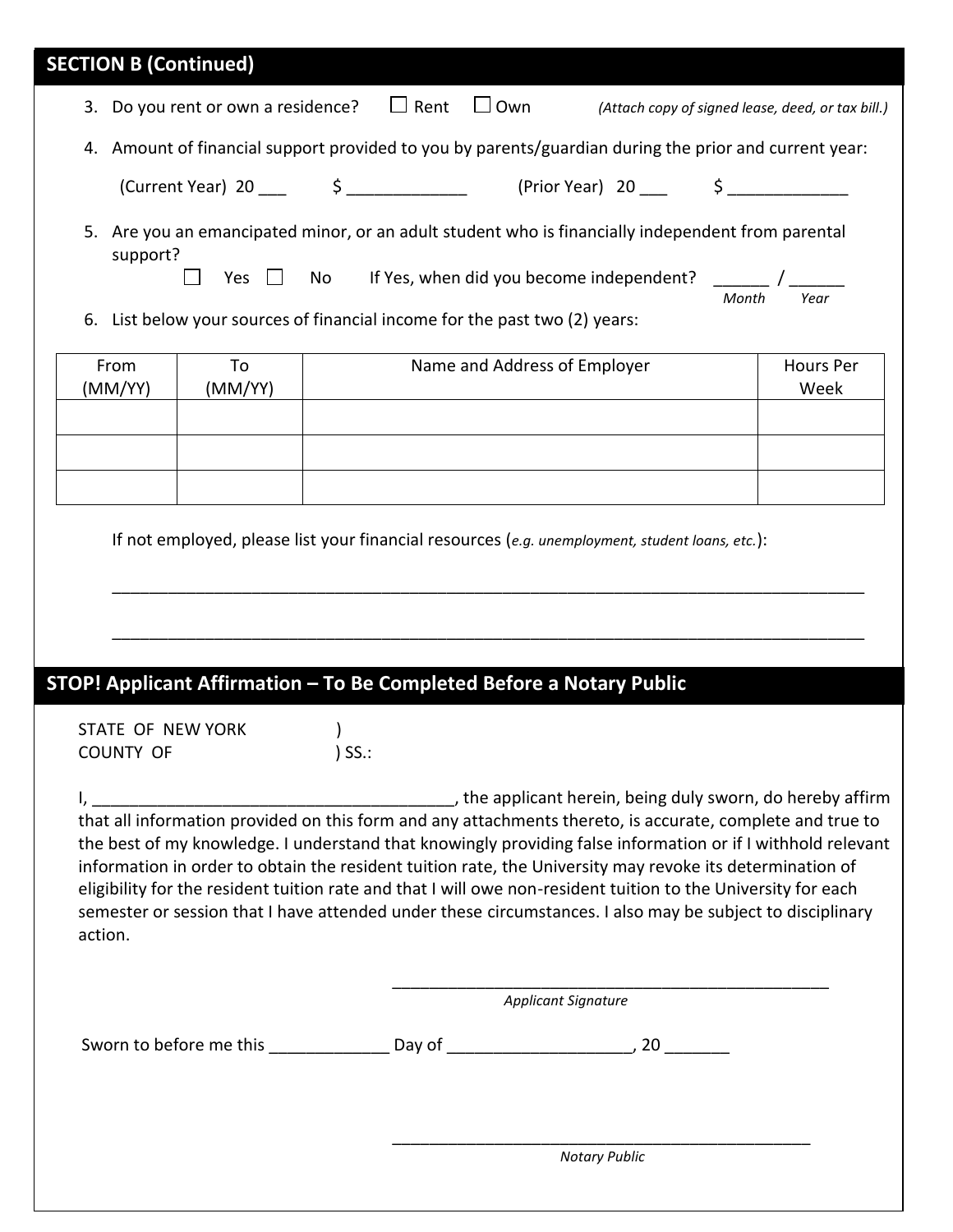## SECTION B (Continued)

3. Do you rent or own a residence? ☐ Rent ☐ Own *(Attach copy of signed lease, deed, or tax bill.)*

4. Amount of financial support provided to you by parents/guardian during the prior and current year:

   (Current Year) 20 ___ $ _____________ (Prior Year) 20 ___ $ _____________

5. Are you an emancipated minor, or an adult student who is financially independent from parental support?

   ☐ Yes ☐ No If Yes, when did you become independent? ______ / ______
   *Month Year*

6. List below your sources of financial income for the past two (2) years:

| From (MM/YY) | To (MM/YY) | Name and Address of Employer | Hours Per Week |
|---|---|---|---|
| | | | |
| | | | |
| | | | |

If not employed, please list your financial resources (*e.g. unemployment, student loans, etc.*):

_____________________________________________________________________________________

_____________________________________________________________________________________

## STOP! Applicant Affirmation – To Be Completed Before a Notary Public

STATE OF NEW YORK )
COUNTY OF ) SS.:

I, ______________________________________, the applicant herein, being duly sworn, do hereby affirm that all information provided on this form and any attachments thereto, is accurate, complete and true to the best of my knowledge. I understand that knowingly providing false information or if I withhold relevant information in order to obtain the resident tuition rate, the University may revoke its determination of eligibility for the resident tuition rate and that I will owe non-resident tuition to the University for each semester or session that I have attended under these circumstances. I also may be subject to disciplinary action.

_________________________________________________
*Applicant Signature*

Sworn to before me this ____________ Day of ___________________, 20 _______

_________________________________________________
*Notary Public*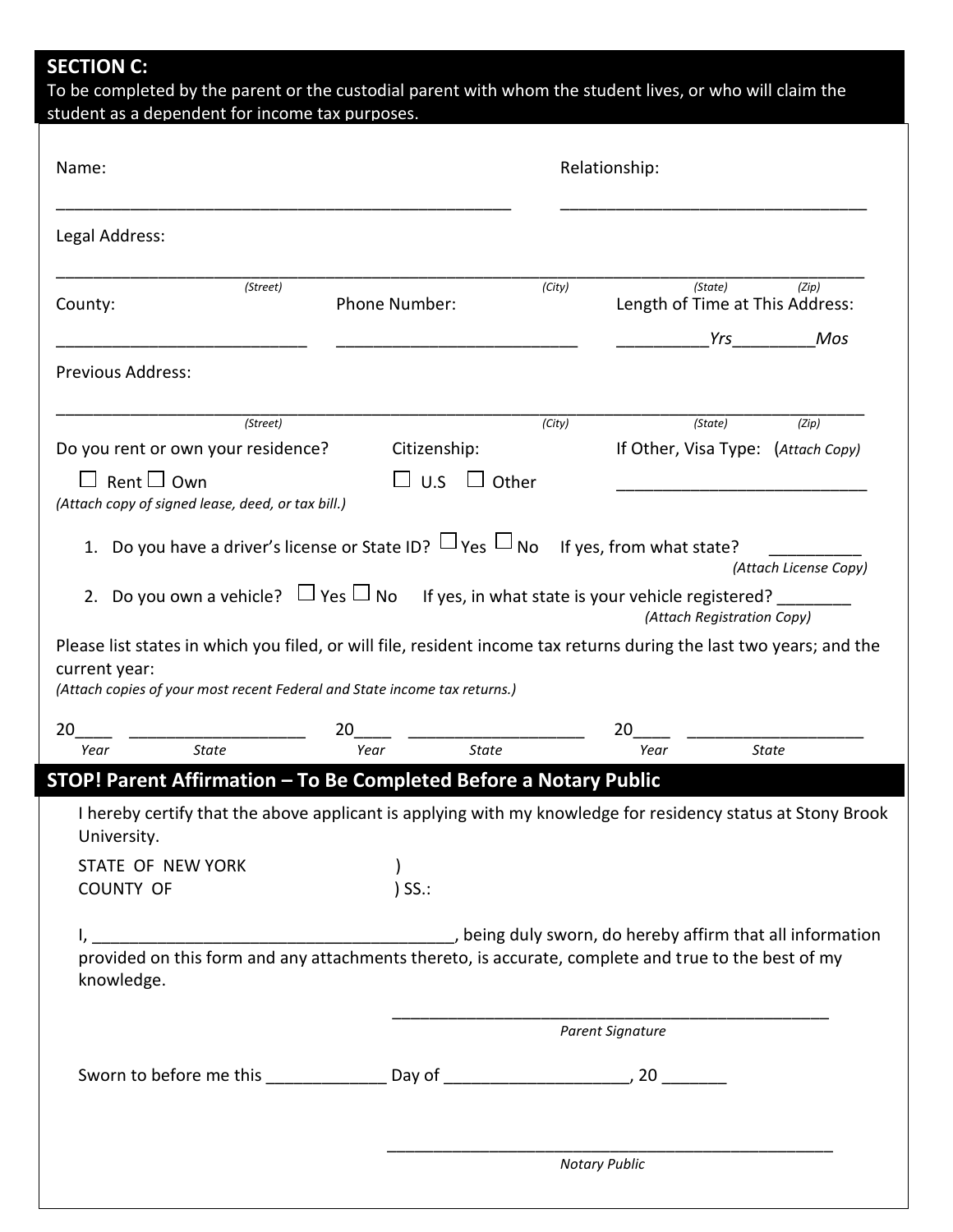## SECTION C:

To be completed by the parent or the custodial parent with whom the student lives, or who will claim the student as a dependent for income tax purposes.

Name: ______________________________________________ Relationship: ______________________________

Legal Address:

_____________________________________________________________________________________
*(Street)* *(City)* *(State)* *(Zip)*

County: ________________________ Phone Number: ________________________ Length of Time at This Address: __________*Yrs*_________*Mos*

Previous Address:

_____________________________________________________________________________________
*(Street)* *(City)* *(State)* *(Zip)*

Do you rent or own your residence?
☐ Rent ☐ Own
*(Attach copy of signed lease, deed, or tax bill.)*

Citizenship:
☐ U.S ☐ Other

If Other, Visa Type: (*Attach Copy)*
__________________________

1. Do you have a driver's license or State ID? ☐ Yes ☐ No If yes, from what state? __________ *(Attach License Copy)*
2. Do you own a vehicle? ☐ Yes ☐ No If yes, in what state is your vehicle registered? ________ *(Attach Registration Copy)*

Please list states in which you filed, or will file, resident income tax returns during the last two years; and the current year:
*(Attach copies of your most recent Federal and State income tax returns.)*

| | | | | | |
|---|---|---|---|---|---|
| 20____ | __________________ | 20____ | __________________ | 20____ | __________________ |
| *Year* | *State* | *Year* | *State* | *Year* | *State* |

## STOP! Parent Affirmation – To Be Completed Before a Notary Public

I hereby certify that the above applicant is applying with my knowledge for residency status at Stony Brook University.

STATE OF NEW YORK )
COUNTY OF ) SS.:

I, ______________________________________, being duly sworn, do hereby affirm that all information provided on this form and any attachments thereto, is accurate, complete and true to the best of my knowledge.

_______________________________________________
*Parent Signature*

Sworn to before me this ____________ Day of ___________________, 20 _______

_______________________________________________
*Notary Public*